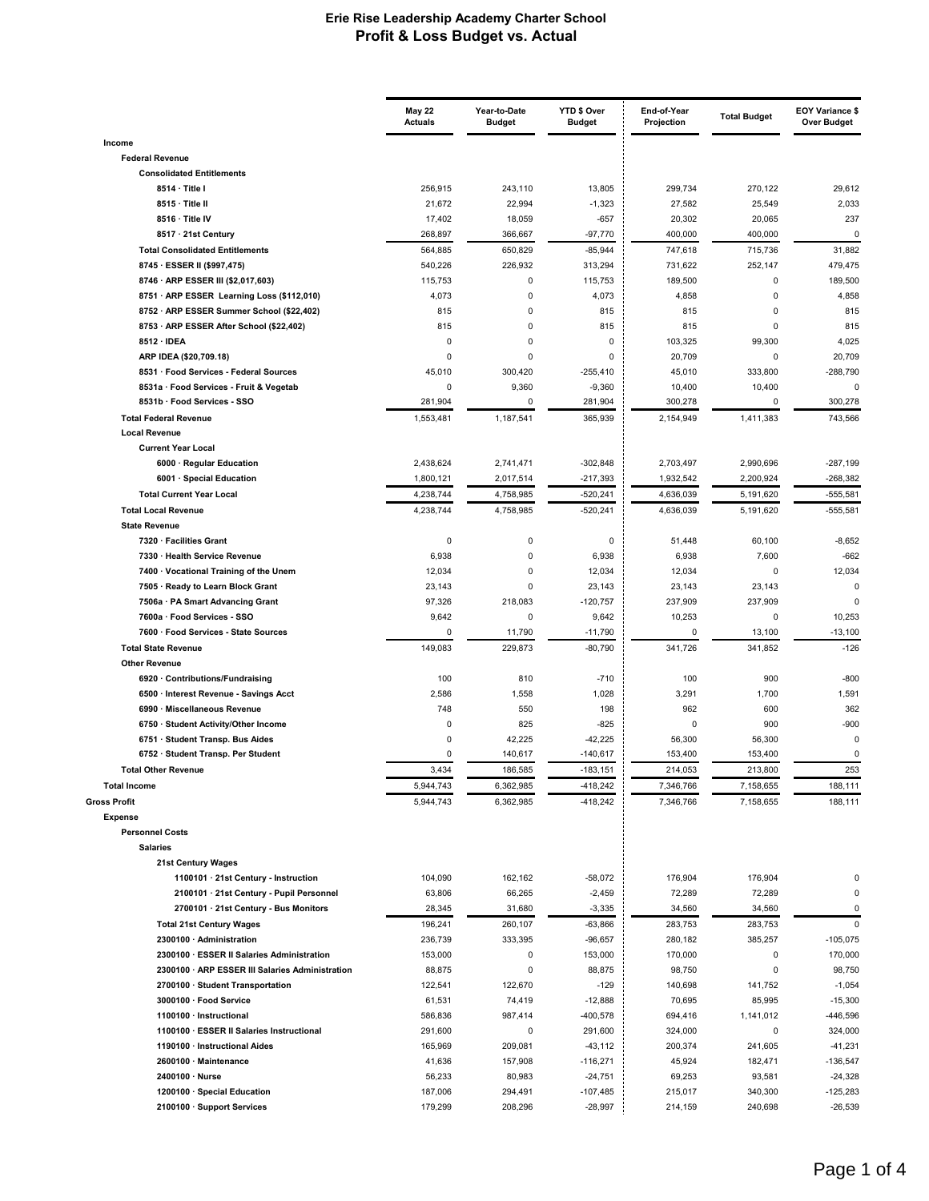# Erie Rise Leadership Academy Charter School
## Profit & Loss Budget vs. Actual

| | May 22 Actuals | Year-to-Date Budget | YTD $ Over Budget | End-of-Year Projection | Total Budget | EOY Variance $ Over Budget |
|---|---|---|---|---|---|---|
| **Income** | | | | | | |
| **Federal Revenue** | | | | | | |
| **Consolidated Entitlements** | | | | | | |
| 8514 · Title I | 256,915 | 243,110 | 13,805 | 299,734 | 270,122 | 29,612 |
| 8515 · Title II | 21,672 | 22,994 | -1,323 | 27,582 | 25,549 | 2,033 |
| 8516 · Title IV | 17,402 | 18,059 | -657 | 20,302 | 20,065 | 237 |
| 8517 · 21st Century | 268,897 | 366,667 | -97,770 | 400,000 | 400,000 | 0 |
| **Total Consolidated Entitlements** | 564,885 | 650,829 | -85,944 | 747,618 | 715,736 | 31,882 |
| 8745 · ESSER II ($997,475) | 540,226 | 226,932 | 313,294 | 731,622 | 252,147 | 479,475 |
| 8746 · ARP ESSER III ($2,017,603) | 115,753 | 0 | 115,753 | 189,500 | 0 | 189,500 |
| 8751 · ARP ESSER Learning Loss ($112,010) | 4,073 | 0 | 4,073 | 4,858 | 0 | 4,858 |
| 8752 · ARP ESSER Summer School ($22,402) | 815 | 0 | 815 | 815 | 0 | 815 |
| 8753 · ARP ESSER After School ($22,402) | 815 | 0 | 815 | 815 | 0 | 815 |
| 8512 · IDEA | 0 | 0 | 0 | 103,325 | 99,300 | 4,025 |
| ARP IDEA ($20,709.18) | 0 | 0 | 0 | 20,709 | 0 | 20,709 |
| 8531 · Food Services - Federal Sources | 45,010 | 300,420 | -255,410 | 45,010 | 333,800 | -288,790 |
| 8531a · Food Services - Fruit & Vegetab | 0 | 9,360 | -9,360 | 10,400 | 10,400 | 0 |
| 8531b · Food Services - SSO | 281,904 | 0 | 281,904 | 300,278 | 0 | 300,278 |
| **Total Federal Revenue** | 1,553,481 | 1,187,541 | 365,939 | 2,154,949 | 1,411,383 | 743,566 |
| **Local Revenue** | | | | | | |
| **Current Year Local** | | | | | | |
| 6000 · Regular Education | 2,438,624 | 2,741,471 | -302,848 | 2,703,497 | 2,990,696 | -287,199 |
| 6001 · Special Education | 1,800,121 | 2,017,514 | -217,393 | 1,932,542 | 2,200,924 | -268,382 |
| **Total Current Year Local** | 4,238,744 | 4,758,985 | -520,241 | 4,636,039 | 5,191,620 | -555,581 |
| **Total Local Revenue** | 4,238,744 | 4,758,985 | -520,241 | 4,636,039 | 5,191,620 | -555,581 |
| **State Revenue** | | | | | | |
| 7320 · Facilities Grant | 0 | 0 | 0 | 51,448 | 60,100 | -8,652 |
| 7330 · Health Service Revenue | 6,938 | 0 | 6,938 | 6,938 | 7,600 | -662 |
| 7400 · Vocational Training of the Unem | 12,034 | 0 | 12,034 | 12,034 | 0 | 12,034 |
| 7505 · Ready to Learn Block Grant | 23,143 | 0 | 23,143 | 23,143 | 23,143 | 0 |
| 7506a · PA Smart Advancing Grant | 97,326 | 218,083 | -120,757 | 237,909 | 237,909 | 0 |
| 7600a · Food Services - SSO | 9,642 | 0 | 9,642 | 10,253 | 0 | 10,253 |
| 7600 · Food Services - State Sources | 0 | 11,790 | -11,790 | 0 | 13,100 | -13,100 |
| **Total State Revenue** | 149,083 | 229,873 | -80,790 | 341,726 | 341,852 | -126 |
| **Other Revenue** | | | | | | |
| 6920 · Contributions/Fundraising | 100 | 810 | -710 | 100 | 900 | -800 |
| 6500 · Interest Revenue - Savings Acct | 2,586 | 1,558 | 1,028 | 3,291 | 1,700 | 1,591 |
| 6990 · Miscellaneous Revenue | 748 | 550 | 198 | 962 | 600 | 362 |
| 6750 · Student Activity/Other Income | 0 | 825 | -825 | 0 | 900 | -900 |
| 6751 · Student Transp. Bus Aides | 0 | 42,225 | -42,225 | 56,300 | 56,300 | 0 |
| 6752 · Student Transp. Per Student | 0 | 140,617 | -140,617 | 153,400 | 153,400 | 0 |
| **Total Other Revenue** | 3,434 | 186,585 | -183,151 | 214,053 | 213,800 | 253 |
| **Total Income** | 5,944,743 | 6,362,985 | -418,242 | 7,346,766 | 7,158,655 | 188,111 |
| **Gross Profit** | 5,944,743 | 6,362,985 | -418,242 | 7,346,766 | 7,158,655 | 188,111 |
| **Expense** | | | | | | |
| **Personnel Costs** | | | | | | |
| **Salaries** | | | | | | |
| **21st Century Wages** | | | | | | |
| 1100101 · 21st Century - Instruction | 104,090 | 162,162 | -58,072 | 176,904 | 176,904 | 0 |
| 2100101 · 21st Century - Pupil Personnel | 63,806 | 66,265 | -2,459 | 72,289 | 72,289 | 0 |
| 2700101 · 21st Century - Bus Monitors | 28,345 | 31,680 | -3,335 | 34,560 | 34,560 | 0 |
| **Total 21st Century Wages** | 196,241 | 260,107 | -63,866 | 283,753 | 283,753 | 0 |
| 2300100 · Administration | 236,739 | 333,395 | -96,657 | 280,182 | 385,257 | -105,075 |
| 2300100 · ESSER II Salaries Administration | 153,000 | 0 | 153,000 | 170,000 | 0 | 170,000 |
| 2300100 · ARP ESSER III Salaries Administration | 88,875 | 0 | 88,875 | 98,750 | 0 | 98,750 |
| 2700100 · Student Transportation | 122,541 | 122,670 | -129 | 140,698 | 141,752 | -1,054 |
| 3000100 · Food Service | 61,531 | 74,419 | -12,888 | 70,695 | 85,995 | -15,300 |
| 1100100 · Instructional | 586,836 | 987,414 | -400,578 | 694,416 | 1,141,012 | -446,596 |
| 1100100 · ESSER II Salaries Instructional | 291,600 | 0 | 291,600 | 324,000 | 0 | 324,000 |
| 1190100 · Instructional Aides | 165,969 | 209,081 | -43,112 | 200,374 | 241,605 | -41,231 |
| 2600100 · Maintenance | 41,636 | 157,908 | -116,271 | 45,924 | 182,471 | -136,547 |
| 2400100 · Nurse | 56,233 | 80,983 | -24,751 | 69,253 | 93,581 | -24,328 |
| 1200100 · Special Education | 187,006 | 294,491 | -107,485 | 215,017 | 340,300 | -125,283 |
| 2100100 · Support Services | 179,299 | 208,296 | -28,997 | 214,159 | 240,698 | -26,539 |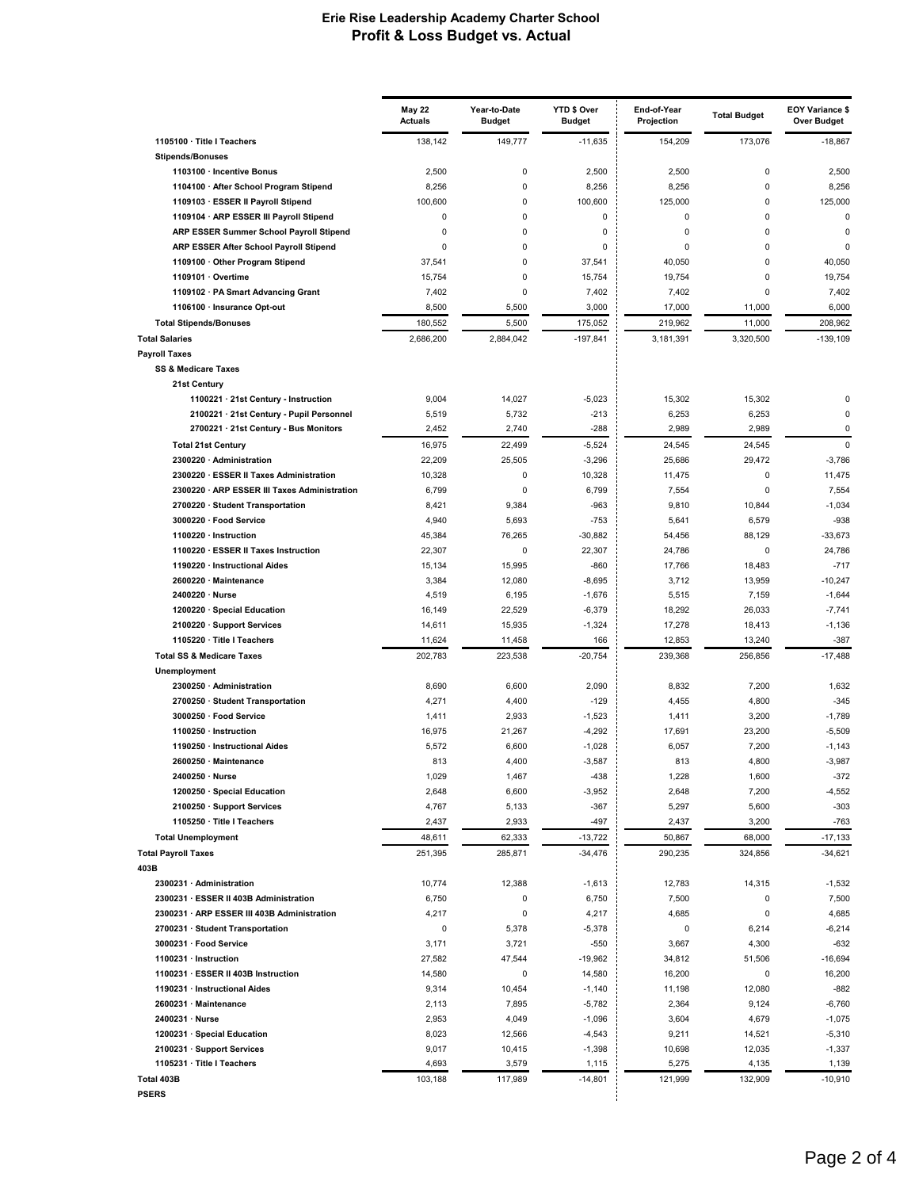# Erie Rise Leadership Academy Charter School

## Profit & Loss Budget vs. Actual

| | May 22 Actuals | Year-to-Date Budget | YTD $ Over Budget | End-of-Year Projection | Total Budget | EOY Variance $ Over Budget |
|---|---|---|---|---|---|---|
| 1105100 · Title I Teachers | 138,142 | 149,777 | -11,635 | 154,209 | 173,076 | -18,867 |
| **Stipends/Bonuses** | | | | | | |
| 1103100 · Incentive Bonus | 2,500 | 0 | 2,500 | 2,500 | 0 | 2,500 |
| 1104100 · After School Program Stipend | 8,256 | 0 | 8,256 | 8,256 | 0 | 8,256 |
| 1109103 · ESSER II Payroll Stipend | 100,600 | 0 | 100,600 | 125,000 | 0 | 125,000 |
| 1109104 · ARP ESSER III Payroll Stipend | 0 | 0 | 0 | 0 | 0 | 0 |
| ARP ESSER Summer School Payroll Stipend | 0 | 0 | 0 | 0 | 0 | 0 |
| ARP ESSER After School Payroll Stipend | 0 | 0 | 0 | 0 | 0 | 0 |
| 1109100 · Other Program Stipend | 37,541 | 0 | 37,541 | 40,050 | 0 | 40,050 |
| 1109101 · Overtime | 15,754 | 0 | 15,754 | 19,754 | 0 | 19,754 |
| 1109102 · PA Smart Advancing Grant | 7,402 | 0 | 7,402 | 7,402 | 0 | 7,402 |
| 1106100 · Insurance Opt-out | 8,500 | 5,500 | 3,000 | 17,000 | 11,000 | 6,000 |
| **Total Stipends/Bonuses** | 180,552 | 5,500 | 175,052 | 219,962 | 11,000 | 208,962 |
| **Total Salaries** | 2,686,200 | 2,884,042 | -197,841 | 3,181,391 | 3,320,500 | -139,109 |
| **Payroll Taxes** | | | | | | |
| **SS & Medicare Taxes** | | | | | | |
| **21st Century** | | | | | | |
| 1100221 · 21st Century - Instruction | 9,004 | 14,027 | -5,023 | 15,302 | 15,302 | 0 |
| 2100221 · 21st Century - Pupil Personnel | 5,519 | 5,732 | -213 | 6,253 | 6,253 | 0 |
| 2700221 · 21st Century - Bus Monitors | 2,452 | 2,740 | -288 | 2,989 | 2,989 | 0 |
| **Total 21st Century** | 16,975 | 22,499 | -5,524 | 24,545 | 24,545 | 0 |
| 2300220 · Administration | 22,209 | 25,505 | -3,296 | 25,686 | 29,472 | -3,786 |
| 2300220 · ESSER II Taxes Administration | 10,328 | 0 | 10,328 | 11,475 | 0 | 11,475 |
| 2300220 · ARP ESSER III Taxes Administration | 6,799 | 0 | 6,799 | 7,554 | 0 | 7,554 |
| 2700220 · Student Transportation | 8,421 | 9,384 | -963 | 9,810 | 10,844 | -1,034 |
| 3000220 · Food Service | 4,940 | 5,693 | -753 | 5,641 | 6,579 | -938 |
| 1100220 · Instruction | 45,384 | 76,265 | -30,882 | 54,456 | 88,129 | -33,673 |
| 1100220 · ESSER II Taxes Instruction | 22,307 | 0 | 22,307 | 24,786 | 0 | 24,786 |
| 1190220 · Instructional Aides | 15,134 | 15,995 | -860 | 17,766 | 18,483 | -717 |
| 2600220 · Maintenance | 3,384 | 12,080 | -8,695 | 3,712 | 13,959 | -10,247 |
| 2400220 · Nurse | 4,519 | 6,195 | -1,676 | 5,515 | 7,159 | -1,644 |
| 1200220 · Special Education | 16,149 | 22,529 | -6,379 | 18,292 | 26,033 | -7,741 |
| 2100220 · Support Services | 14,611 | 15,935 | -1,324 | 17,278 | 18,413 | -1,136 |
| 1105220 · Title I Teachers | 11,624 | 11,458 | 166 | 12,853 | 13,240 | -387 |
| **Total SS & Medicare Taxes** | 202,783 | 223,538 | -20,754 | 239,368 | 256,856 | -17,488 |
| **Unemployment** | | | | | | |
| 2300250 · Administration | 8,690 | 6,600 | 2,090 | 8,832 | 7,200 | 1,632 |
| 2700250 · Student Transportation | 4,271 | 4,400 | -129 | 4,455 | 4,800 | -345 |
| 3000250 · Food Service | 1,411 | 2,933 | -1,523 | 1,411 | 3,200 | -1,789 |
| 1100250 · Instruction | 16,975 | 21,267 | -4,292 | 17,691 | 23,200 | -5,509 |
| 1190250 · Instructional Aides | 5,572 | 6,600 | -1,028 | 6,057 | 7,200 | -1,143 |
| 2600250 · Maintenance | 813 | 4,400 | -3,587 | 813 | 4,800 | -3,987 |
| 2400250 · Nurse | 1,029 | 1,467 | -438 | 1,228 | 1,600 | -372 |
| 1200250 · Special Education | 2,648 | 6,600 | -3,952 | 2,648 | 7,200 | -4,552 |
| 2100250 · Support Services | 4,767 | 5,133 | -367 | 5,297 | 5,600 | -303 |
| 1105250 · Title I Teachers | 2,437 | 2,933 | -497 | 2,437 | 3,200 | -763 |
| **Total Unemployment** | 48,611 | 62,333 | -13,722 | 50,867 | 68,000 | -17,133 |
| **Total Payroll Taxes** | 251,395 | 285,871 | -34,476 | 290,235 | 324,856 | -34,621 |
| **403B** | | | | | | |
| 2300231 · Administration | 10,774 | 12,388 | -1,613 | 12,783 | 14,315 | -1,532 |
| 2300231 · ESSER II 403B Administration | 6,750 | 0 | 6,750 | 7,500 | 0 | 7,500 |
| 2300231 · ARP ESSER III 403B Administration | 4,217 | 0 | 4,217 | 4,685 | 0 | 4,685 |
| 2700231 · Student Transportation | 0 | 5,378 | -5,378 | 0 | 6,214 | -6,214 |
| 3000231 · Food Service | 3,171 | 3,721 | -550 | 3,667 | 4,300 | -632 |
| 1100231 · Instruction | 27,582 | 47,544 | -19,962 | 34,812 | 51,506 | -16,694 |
| 1100231 · ESSER II 403B Instruction | 14,580 | 0 | 14,580 | 16,200 | 0 | 16,200 |
| 1190231 · Instructional Aides | 9,314 | 10,454 | -1,140 | 11,198 | 12,080 | -882 |
| 2600231 · Maintenance | 2,113 | 7,895 | -5,782 | 2,364 | 9,124 | -6,760 |
| 2400231 · Nurse | 2,953 | 4,049 | -1,096 | 3,604 | 4,679 | -1,075 |
| 1200231 · Special Education | 8,023 | 12,566 | -4,543 | 9,211 | 14,521 | -5,310 |
| 2100231 · Support Services | 9,017 | 10,415 | -1,398 | 10,698 | 12,035 | -1,337 |
| 1105231 · Title I Teachers | 4,693 | 3,579 | 1,115 | 5,275 | 4,135 | 1,139 |
| **Total 403B** | 103,188 | 117,989 | -14,801 | 121,999 | 132,909 | -10,910 |
| **PSERS** | | | | | | |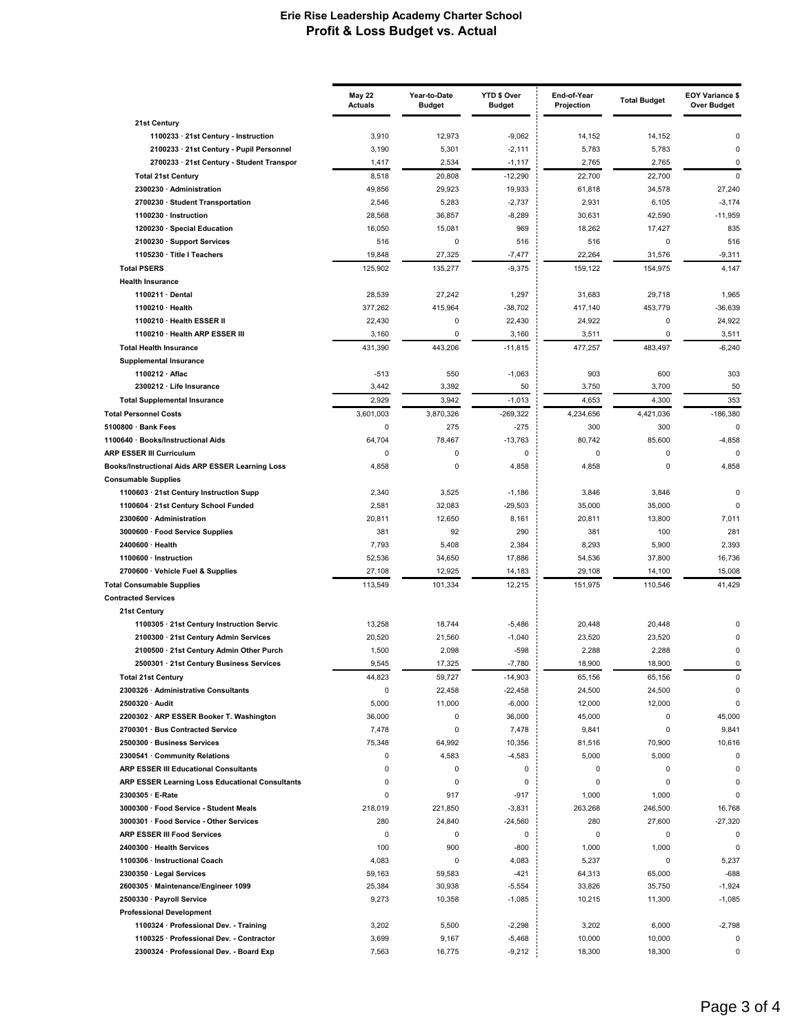# Erie Rise Leadership Academy Charter School
## Profit & Loss Budget vs. Actual

| | May 22 Actuals | Year-to-Date Budget | YTD $ Over Budget | End-of-Year Projection | Total Budget | EOY Variance $ Over Budget |
|---|---|---|---|---|---|---|
| 21st Century | | | | | | |
| 1100233 · 21st Century - Instruction | 3,910 | 12,973 | -9,062 | 14,152 | 14,152 | 0 |
| 2100233 · 21st Century - Pupil Personnel | 3,190 | 5,301 | -2,111 | 5,783 | 5,783 | 0 |
| 2700233 · 21st Century - Student Transpor | 1,417 | 2,534 | -1,117 | 2,765 | 2,765 | 0 |
| Total 21st Century | 8,518 | 20,808 | -12,290 | 22,700 | 22,700 | 0 |
| 2300230 · Administration | 49,856 | 29,923 | 19,933 | 61,818 | 34,578 | 27,240 |
| 2700230 · Student Transportation | 2,546 | 5,283 | -2,737 | 2,931 | 6,105 | -3,174 |
| 1100230 · Instruction | 28,568 | 36,857 | -8,289 | 30,631 | 42,590 | -11,959 |
| 1200230 · Special Education | 16,050 | 15,081 | 969 | 18,262 | 17,427 | 835 |
| 2100230 · Support Services | 516 | 0 | 516 | 516 | 0 | 516 |
| 1105230 · Title I Teachers | 19,848 | 27,325 | -7,477 | 22,264 | 31,576 | -9,311 |
| Total PSERS | 125,902 | 135,277 | -9,375 | 159,122 | 154,975 | 4,147 |
| Health Insurance | | | | | | |
| 1100211 · Dental | 28,539 | 27,242 | 1,297 | 31,683 | 29,718 | 1,965 |
| 1100210 · Health | 377,262 | 415,964 | -38,702 | 417,140 | 453,779 | -36,639 |
| 1100210 · Health ESSER II | 22,430 | 0 | 22,430 | 24,922 | 0 | 24,922 |
| 1100210 · Health ARP ESSER III | 3,160 | 0 | 3,160 | 3,511 | 0 | 3,511 |
| Total Health Insurance | 431,390 | 443,206 | -11,815 | 477,257 | 483,497 | -6,240 |
| Supplemental Insurance | | | | | | |
| 1100212 · Aflac | -513 | 550 | -1,063 | 903 | 600 | 303 |
| 2300212 · Life Insurance | 3,442 | 3,392 | 50 | 3,750 | 3,700 | 50 |
| Total Supplemental Insurance | 2,929 | 3,942 | -1,013 | 4,653 | 4,300 | 353 |
| Total Personnel Costs | 3,601,003 | 3,870,326 | -269,322 | 4,234,656 | 4,421,036 | -186,380 |
| 5100800 · Bank Fees | 0 | 275 | -275 | 300 | 300 | 0 |
| 1100640 · Books/Instructional Aids | 64,704 | 78,467 | -13,763 | 80,742 | 85,600 | -4,858 |
| ARP ESSER III Curriculum | 0 | 0 | 0 | 0 | 0 | 0 |
| Books/Instructional Aids ARP ESSER Learning Loss | 4,858 | 0 | 4,858 | 4,858 | 0 | 4,858 |
| Consumable Supplies | | | | | | |
| 1100603 · 21st Century Instruction Supp | 2,340 | 3,525 | -1,186 | 3,846 | 3,846 | 0 |
| 1100604 · 21st Century School Funded | 2,581 | 32,083 | -29,503 | 35,000 | 35,000 | 0 |
| 2300600 · Administration | 20,811 | 12,650 | 8,161 | 20,811 | 13,800 | 7,011 |
| 3000600 · Food Service Supplies | 381 | 92 | 290 | 381 | 100 | 281 |
| 2400600 · Health | 7,793 | 5,408 | 2,384 | 8,293 | 5,900 | 2,393 |
| 1100600 · Instruction | 52,536 | 34,650 | 17,886 | 54,536 | 37,800 | 16,736 |
| 2700600 · Vehicle Fuel & Supplies | 27,108 | 12,925 | 14,183 | 29,108 | 14,100 | 15,008 |
| Total Consumable Supplies | 113,549 | 101,334 | 12,215 | 151,975 | 110,546 | 41,429 |
| Contracted Services | | | | | | |
| 21st Century | | | | | | |
| 1100305 · 21st Century Instruction Servic | 13,258 | 18,744 | -5,486 | 20,448 | 20,448 | 0 |
| 2100300 · 21st Century Admin Services | 20,520 | 21,560 | -1,040 | 23,520 | 23,520 | 0 |
| 2100500 · 21st Century Admin Other Purch | 1,500 | 2,098 | -598 | 2,288 | 2,288 | 0 |
| 2500301 · 21st Century Business Services | 9,545 | 17,325 | -7,780 | 18,900 | 18,900 | 0 |
| Total 21st Century | 44,823 | 59,727 | -14,903 | 65,156 | 65,156 | 0 |
| 2300326 · Administrative Consultants | 0 | 22,458 | -22,458 | 24,500 | 24,500 | 0 |
| 2500320 · Audit | 5,000 | 11,000 | -6,000 | 12,000 | 12,000 | 0 |
| 2200302 · ARP ESSER Booker T. Washington | 36,000 | 0 | 36,000 | 45,000 | 0 | 45,000 |
| 2700301 · Bus Contracted Service | 7,478 | 0 | 7,478 | 9,841 | 0 | 9,841 |
| 2500300 · Business Services | 75,348 | 64,992 | 10,356 | 81,516 | 70,900 | 10,616 |
| 2300541 · Community Relations | 0 | 4,583 | -4,583 | 5,000 | 5,000 | 0 |
| ARP ESSER III Educational Consultants | 0 | 0 | 0 | 0 | 0 | 0 |
| ARP ESSER Learning Loss Educational Consultants | 0 | 0 | 0 | 0 | 0 | 0 |
| 2300305 · E-Rate | 0 | 917 | -917 | 1,000 | 1,000 | 0 |
| 3000300 · Food Service - Student Meals | 218,019 | 221,850 | -3,831 | 263,268 | 246,500 | 16,768 |
| 3000301 · Food Service - Other Services | 280 | 24,840 | -24,560 | 280 | 27,600 | -27,320 |
| ARP ESSER III Food Services | 0 | 0 | 0 | 0 | 0 | 0 |
| 2400300 · Health Services | 100 | 900 | -800 | 1,000 | 1,000 | 0 |
| 1100306 · Instructional Coach | 4,083 | 0 | 4,083 | 5,237 | 0 | 5,237 |
| 2300350 · Legal Services | 59,163 | 59,583 | -421 | 64,313 | 65,000 | -688 |
| 2600305 · Maintenance/Engineer 1099 | 25,384 | 30,938 | -5,554 | 33,826 | 35,750 | -1,924 |
| 2500330 · Payroll Service | 9,273 | 10,358 | -1,085 | 10,215 | 11,300 | -1,085 |
| Professional Development | | | | | | |
| 1100324 · Professional Dev. - Training | 3,202 | 5,500 | -2,298 | 3,202 | 6,000 | -2,798 |
| 1100325 · Professional Dev. - Contractor | 3,699 | 9,167 | -5,468 | 10,000 | 10,000 | 0 |
| 2300324 · Professional Dev. - Board Exp | 7,563 | 16,775 | -9,212 | 18,300 | 18,300 | 0 |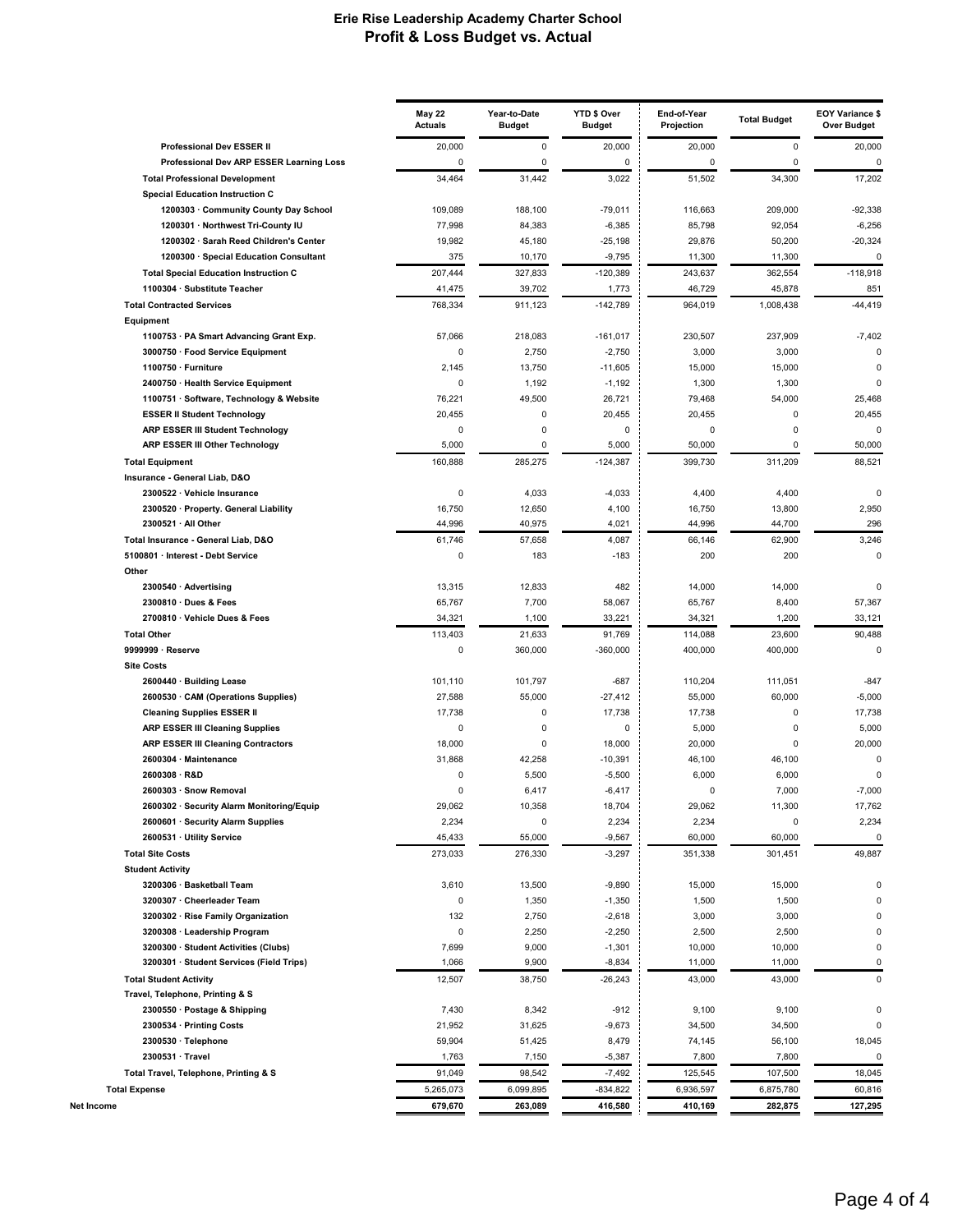# Erie Rise Leadership Academy Charter School
## Profit & Loss Budget vs. Actual

| | May 22 Actuals | Year-to-Date Budget | YTD $ Over Budget | End-of-Year Projection | Total Budget | EOY Variance $ Over Budget |
|---|---|---|---|---|---|---|
| Professional Dev ESSER II | 20,000 | 0 | 20,000 | 20,000 | 0 | 20,000 |
| Professional Dev ARP ESSER Learning Loss | 0 | 0 | 0 | 0 | 0 | 0 |
| **Total Professional Development** | 34,464 | 31,442 | 3,022 | 51,502 | 34,300 | 17,202 |
| **Special Education Instruction C** | | | | | | |
| 1200303 · Community County Day School | 109,089 | 188,100 | -79,011 | 116,663 | 209,000 | -92,338 |
| 1200301 · Northwest Tri-County IU | 77,998 | 84,383 | -6,385 | 85,798 | 92,054 | -6,256 |
| 1200302 · Sarah Reed Children's Center | 19,982 | 45,180 | -25,198 | 29,876 | 50,200 | -20,324 |
| 1200300 · Special Education Consultant | 375 | 10,170 | -9,795 | 11,300 | 11,300 | 0 |
| **Total Special Education Instruction C** | 207,444 | 327,833 | -120,389 | 243,637 | 362,554 | -118,918 |
| 1100304 · Substitute Teacher | 41,475 | 39,702 | 1,773 | 46,729 | 45,878 | 851 |
| **Total Contracted Services** | 768,334 | 911,123 | -142,789 | 964,019 | 1,008,438 | -44,419 |
| **Equipment** | | | | | | |
| 1100753 · PA Smart Advancing Grant Exp. | 57,066 | 218,083 | -161,017 | 230,507 | 237,909 | -7,402 |
| 3000750 · Food Service Equipment | 0 | 2,750 | -2,750 | 3,000 | 3,000 | 0 |
| 1100750 · Furniture | 2,145 | 13,750 | -11,605 | 15,000 | 15,000 | 0 |
| 2400750 · Health Service Equipment | 0 | 1,192 | -1,192 | 1,300 | 1,300 | 0 |
| 1100751 · Software, Technology & Website | 76,221 | 49,500 | 26,721 | 79,468 | 54,000 | 25,468 |
| ESSER II Student Technology | 20,455 | 0 | 20,455 | 20,455 | 0 | 20,455 |
| ARP ESSER III Student Technology | 0 | 0 | 0 | 0 | 0 | 0 |
| ARP ESSER III Other Technology | 5,000 | 0 | 5,000 | 50,000 | 0 | 50,000 |
| **Total Equipment** | 160,888 | 285,275 | -124,387 | 399,730 | 311,209 | 88,521 |
| **Insurance - General Liab, D&O** | | | | | | |
| 2300522 · Vehicle Insurance | 0 | 4,033 | -4,033 | 4,400 | 4,400 | 0 |
| 2300520 · Property. General Liability | 16,750 | 12,650 | 4,100 | 16,750 | 13,800 | 2,950 |
| 2300521 · All Other | 44,996 | 40,975 | 4,021 | 44,996 | 44,700 | 296 |
| **Total Insurance - General Liab, D&O** | 61,746 | 57,658 | 4,087 | 66,146 | 62,900 | 3,246 |
| 5100801 · Interest - Debt Service | 0 | 183 | -183 | 200 | 200 | 0 |
| **Other** | | | | | | |
| 2300540 · Advertising | 13,315 | 12,833 | 482 | 14,000 | 14,000 | 0 |
| 2300810 · Dues & Fees | 65,767 | 7,700 | 58,067 | 65,767 | 8,400 | 57,367 |
| 2700810 · Vehicle Dues & Fees | 34,321 | 1,100 | 33,221 | 34,321 | 1,200 | 33,121 |
| **Total Other** | 113,403 | 21,633 | 91,769 | 114,088 | 23,600 | 90,488 |
| 9999999 · Reserve | 0 | 360,000 | -360,000 | 400,000 | 400,000 | 0 |
| **Site Costs** | | | | | | |
| 2600440 · Building Lease | 101,110 | 101,797 | -687 | 110,204 | 111,051 | -847 |
| 2600530 · CAM (Operations Supplies) | 27,588 | 55,000 | -27,412 | 55,000 | 60,000 | -5,000 |
| Cleaning Supplies ESSER II | 17,738 | 0 | 17,738 | 17,738 | 0 | 17,738 |
| ARP ESSER III Cleaning Supplies | 0 | 0 | 0 | 5,000 | 0 | 5,000 |
| ARP ESSER III Cleaning Contractors | 18,000 | 0 | 18,000 | 20,000 | 0 | 20,000 |
| 2600304 · Maintenance | 31,868 | 42,258 | -10,391 | 46,100 | 46,100 | 0 |
| 2600308 · R&D | 0 | 5,500 | -5,500 | 6,000 | 6,000 | 0 |
| 2600303 · Snow Removal | 0 | 6,417 | -6,417 | 0 | 7,000 | -7,000 |
| 2600302 · Security Alarm Monitoring/Equip | 29,062 | 10,358 | 18,704 | 29,062 | 11,300 | 17,762 |
| 2600601 · Security Alarm Supplies | 2,234 | 0 | 2,234 | 2,234 | 0 | 2,234 |
| 2600531 · Utility Service | 45,433 | 55,000 | -9,567 | 60,000 | 60,000 | 0 |
| **Total Site Costs** | 273,033 | 276,330 | -3,297 | 351,338 | 301,451 | 49,887 |
| **Student Activity** | | | | | | |
| 3200306 · Basketball Team | 3,610 | 13,500 | -9,890 | 15,000 | 15,000 | 0 |
| 3200307 · Cheerleader Team | 0 | 1,350 | -1,350 | 1,500 | 1,500 | 0 |
| 3200302 · Rise Family Organization | 132 | 2,750 | -2,618 | 3,000 | 3,000 | 0 |
| 3200308 · Leadership Program | 0 | 2,250 | -2,250 | 2,500 | 2,500 | 0 |
| 3200300 · Student Activities (Clubs) | 7,699 | 9,000 | -1,301 | 10,000 | 10,000 | 0 |
| 3200301 · Student Services (Field Trips) | 1,066 | 9,900 | -8,834 | 11,000 | 11,000 | 0 |
| **Total Student Activity** | 12,507 | 38,750 | -26,243 | 43,000 | 43,000 | 0 |
| **Travel, Telephone, Printing & S** | | | | | | |
| 2300550 · Postage & Shipping | 7,430 | 8,342 | -912 | 9,100 | 9,100 | 0 |
| 2300534 · Printing Costs | 21,952 | 31,625 | -9,673 | 34,500 | 34,500 | 0 |
| 2300530 · Telephone | 59,904 | 51,425 | 8,479 | 74,145 | 56,100 | 18,045 |
| 2300531 · Travel | 1,763 | 7,150 | -5,387 | 7,800 | 7,800 | 0 |
| **Total Travel, Telephone, Printing & S** | 91,049 | 98,542 | -7,492 | 125,545 | 107,500 | 18,045 |
| **Total Expense** | 5,265,073 | 6,099,895 | -834,822 | 6,936,597 | 6,875,780 | 60,816 |
| **Net Income** | **679,670** | **263,089** | **416,580** | **410,169** | **282,875** | **127,295** |